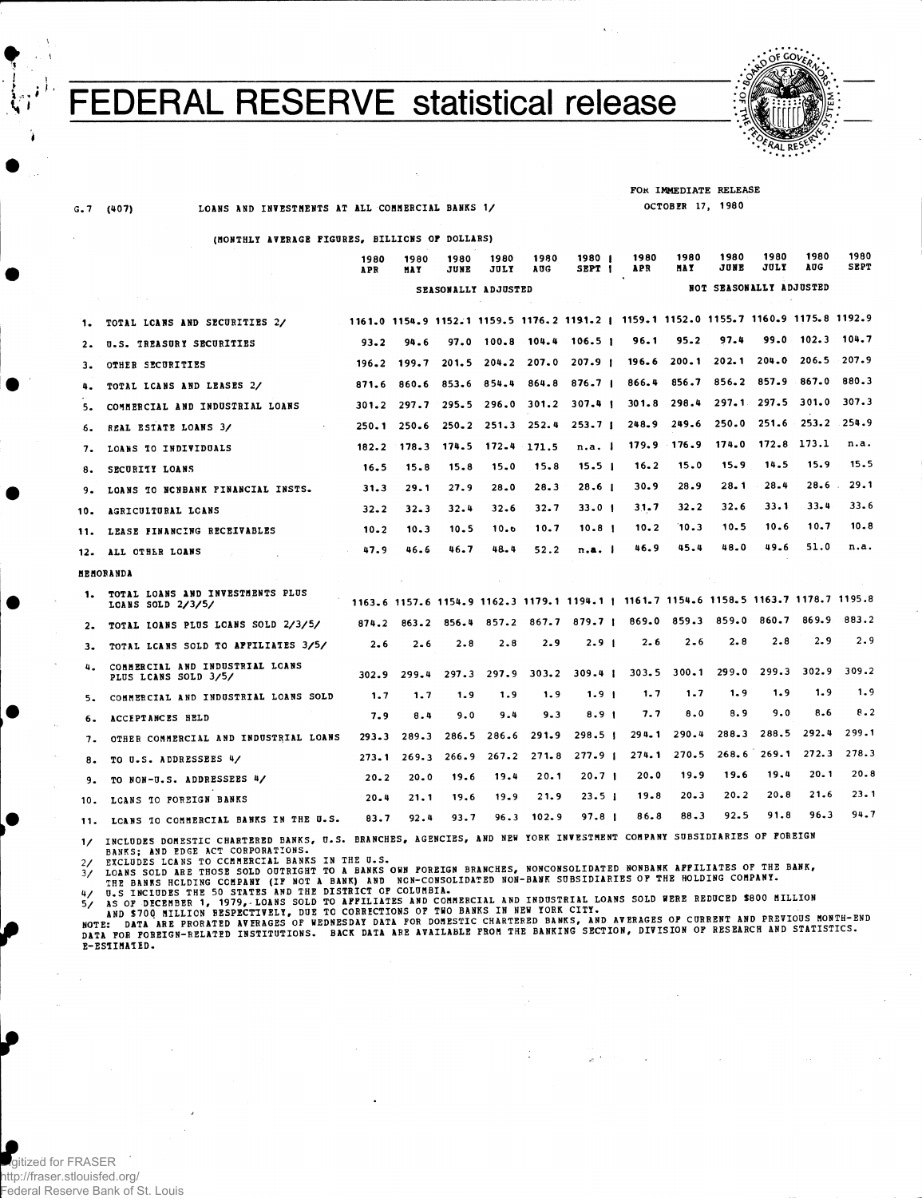# FEDERAL RESERVE statistical release

FOR IMMEDIATE RELEASE
OCTOBER 17, 1980

G.7 (407) LOANS AND INVESTMENTS AT ALL COMMERCIAL BANKS 1/

(MONTHLY AVERAGE FIGURES, BILLIONS OF DOLLARS)

| | 1980 APR | 1980 MAY | 1980 JUNE | 1980 JULY | 1980 AUG | 1980 SEPT | 1980 APR | 1980 MAY | 1980 JUNE | 1980 JULY | 1980 AUG | 1980 SEPT |
|---|---|---|---|---|---|---|---|---|---|---|---|---|
| | SEASONALLY ADJUSTED | | | | | | NOT SEASONALLY ADJUSTED | | | | | |
| 1. TOTAL LOANS AND SECURITIES 2/ | 1161.0 | 1154.9 | 1152.1 | 1159.5 | 1176.2 | 1191.2 | 1159.1 | 1152.0 | 1155.7 | 1160.9 | 1175.8 | 1192.9 |
| 2. U.S. TREASURY SECURITIES | 93.2 | 94.6 | 97.0 | 100.8 | 104.4 | 106.5 | 96.1 | 95.2 | 97.4 | 99.0 | 102.3 | 104.7 |
| 3. OTHER SECURITIES | 196.2 | 199.7 | 201.5 | 204.2 | 207.0 | 207.9 | 196.6 | 200.1 | 202.1 | 204.0 | 206.5 | 207.9 |
| 4. TOTAL LOANS AND LEASES 2/ | 871.6 | 860.6 | 853.6 | 854.4 | 864.8 | 876.7 | 866.4 | 856.7 | 856.2 | 857.9 | 867.0 | 880.3 |
| 5. COMMERCIAL AND INDUSTRIAL LOANS | 301.2 | 297.7 | 295.5 | 296.0 | 301.2 | 307.4 | 301.8 | 298.4 | 297.1 | 297.5 | 301.0 | 307.3 |
| 6. REAL ESTATE LOANS 3/ | 250.1 | 250.6 | 250.2 | 251.3 | 252.4 | 253.7 | 248.9 | 249.6 | 250.0 | 251.6 | 253.2 | 254.9 |
| 7. LOANS TO INDIVIDUALS | 182.2 | 178.3 | 174.5 | 172.4 | 171.5 | n.a. | 179.9 | 176.9 | 174.0 | 172.8 | 173.1 | n.a. |
| 8. SECURITY LOANS | 16.5 | 15.8 | 15.8 | 15.0 | 15.8 | 15.5 | 16.2 | 15.0 | 15.9 | 14.5 | 15.9 | 15.5 |
| 9. LOANS TO NONBANK FINANCIAL INSTS. | 31.3 | 29.1 | 27.9 | 28.0 | 28.3 | 28.6 | 30.9 | 28.9 | 28.1 | 28.4 | 28.6 | 29.1 |
| 10. AGRICULTURAL LOANS | 32.2 | 32.3 | 32.4 | 32.6 | 32.7 | 33.0 | 31.7 | 32.2 | 32.6 | 33.1 | 33.4 | 33.6 |
| 11. LEASE FINANCING RECEIVABLES | 10.2 | 10.3 | 10.5 | 10.6 | 10.7 | 10.8 | 10.2 | 10.3 | 10.5 | 10.6 | 10.7 | 10.8 |
| 12. ALL OTHER LOANS | 47.9 | 46.6 | 46.7 | 48.4 | 52.2 | n.a. | 46.9 | 45.4 | 48.0 | 49.6 | 51.0 | n.a. |
| **MEMORANDA** | | | | | | | | | | | | |
| 1. TOTAL LOANS AND INVESTMENTS PLUS LOANS SOLD 2/3/5/ | 1163.6 | 1157.6 | 1154.9 | 1162.3 | 1179.1 | 1194.1 | 1161.7 | 1154.6 | 1158.5 | 1163.7 | 1178.7 | 1195.8 |
| 2. TOTAL LOANS PLUS LOANS SOLD 2/3/5/ | 874.2 | 863.2 | 856.4 | 857.2 | 867.7 | 879.7 | 869.0 | 859.3 | 859.0 | 860.7 | 869.9 | 883.2 |
| 3. TOTAL LOANS SOLD TO AFFILIATES 3/5/ | 2.6 | 2.6 | 2.8 | 2.8 | 2.9 | 2.9 | 2.6 | 2.6 | 2.8 | 2.8 | 2.9 | 2.9 |
| 4. COMMERCIAL AND INDUSTRIAL LOANS PLUS LOANS SOLD 3/5/ | 302.9 | 299.4 | 297.3 | 297.9 | 303.2 | 309.4 | 303.5 | 300.1 | 299.0 | 299.3 | 302.9 | 309.2 |
| 5. COMMERCIAL AND INDUSTRIAL LOANS SOLD | 1.7 | 1.7 | 1.9 | 1.9 | 1.9 | 1.9 | 1.7 | 1.7 | 1.9 | 1.9 | 1.9 | 1.9 |
| 6. ACCEPTANCES HELD | 7.9 | 8.4 | 9.0 | 9.4 | 9.3 | 8.9 | 7.7 | 8.0 | 8.9 | 9.0 | 8.6 | 8.2 |
| 7. OTHER COMMERCIAL AND INDUSTRIAL LOANS | 293.3 | 289.3 | 286.5 | 286.6 | 291.9 | 298.5 | 294.1 | 290.4 | 288.3 | 288.5 | 292.4 | 299.1 |
| 8. TO U.S. ADDRESSEES 4/ | 273.1 | 269.3 | 266.9 | 267.2 | 271.8 | 277.9 | 274.1 | 270.5 | 268.6 | 269.1 | 272.3 | 278.3 |
| 9. TO NON-U.S. ADDRESSEES 4/ | 20.2 | 20.0 | 19.6 | 19.4 | 20.1 | 20.7 | 20.0 | 19.9 | 19.6 | 19.4 | 20.1 | 20.8 |
| 10. LOANS TO FOREIGN BANKS | 20.4 | 21.1 | 19.6 | 19.9 | 21.9 | 23.5 | 19.8 | 20.3 | 20.2 | 20.8 | 21.6 | 23.1 |
| 11. LOANS TO COMMERCIAL BANKS IN THE U.S. | 83.7 | 92.4 | 93.7 | 96.3 | 102.9 | 97.8 | 86.8 | 88.3 | 92.5 | 91.8 | 96.3 | 94.7 |

1/ INCLUDES DOMESTIC CHARTERED BANKS, U.S. BRANCHES, AGENCIES, AND NEW YORK INVESTMENT COMPANY SUBSIDIARIES OF FOREIGN BANKS; AND EDGE ACT CORPORATIONS.
2/ EXCLUDES LOANS TO COMMERCIAL BANKS IN THE U.S.
3/ LOANS SOLD ARE THOSE SOLD OUTRIGHT TO A BANKS OWN FOREIGN BRANCHES, NONCONSOLIDATED NONBANK AFFILIATES OF THE BANK, THE BANKS HOLDING COMPANY (IF NOT A BANK) AND NON-CONSOLIDATED NON-BANK SUBSIDIARIES OF THE HOLDING COMPANY.
4/ U.S INCLUDES THE 50 STATES AND THE DISTRICT OF COLUMBIA.
5/ AS OF DECEMBER 1, 1979, LOANS SOLD TO AFFILIATES AND COMMERCIAL AND INDUSTRIAL LOANS SOLD WERE REDUCED $800 MILLION AND $700 MILLION RESPECTIVELY, DUE TO CORRECTIONS OF TWO BANKS IN NEW YORK CITY.
NOTE: DATA ARE PRORATED AVERAGES OF WEDNESDAY DATA FOR DOMESTIC CHARTERED BANKS, AND AVERAGES OF CURRENT AND PREVIOUS MONTH-END DATA FOR FOREIGN-RELATED INSTITUTIONS. BACK DATA ARE AVAILABLE FROM THE BANKING SECTION, DIVISION OF RESEARCH AND STATISTICS.
E-ESTIMATED.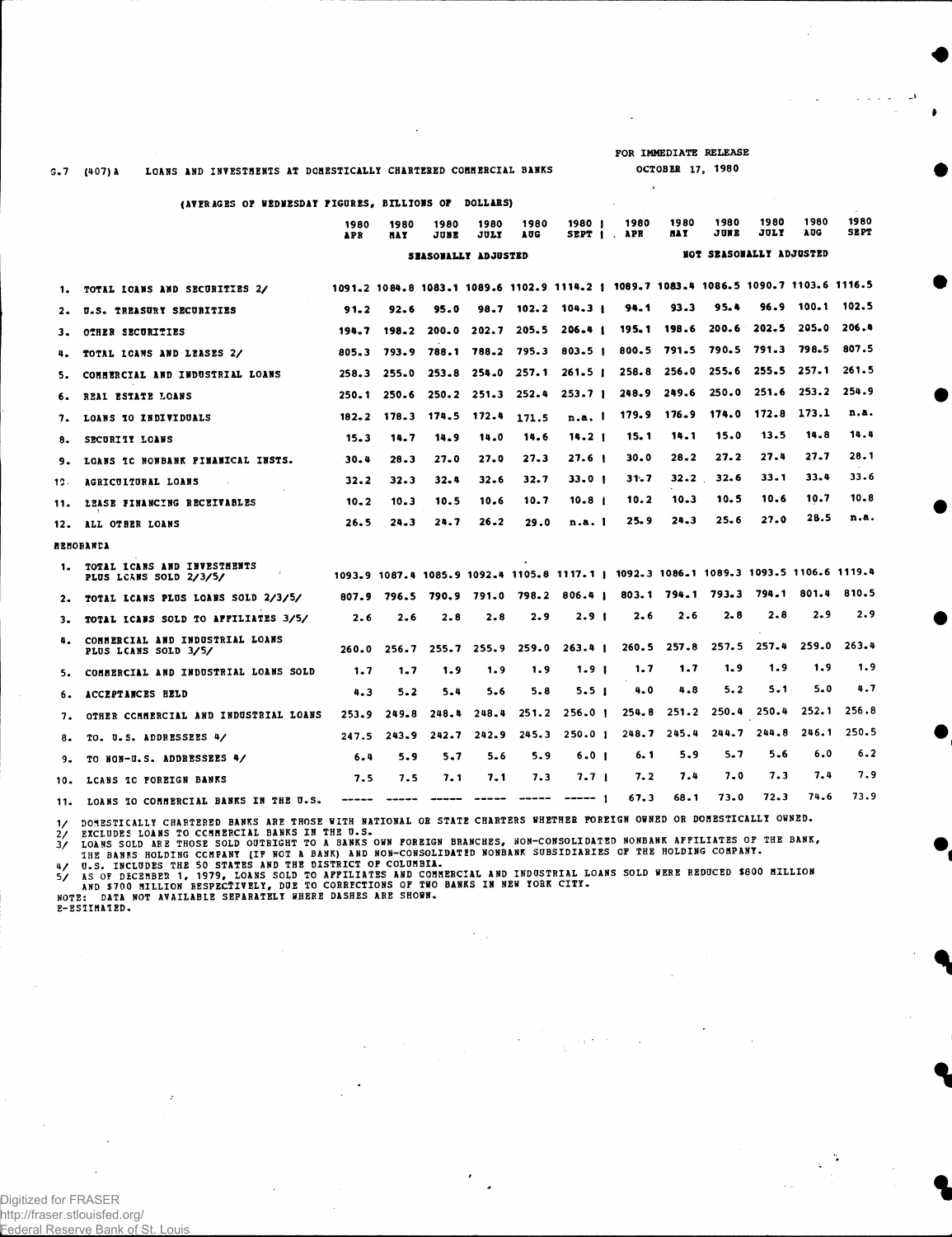FOR IMMEDIATE RELEASE
OCTOBER 17, 1980

G.7 (407)A LOANS AND INVESTMENTS AT DOMESTICALLY CHARTERED COMMERCIAL BANKS

(AVERAGES OF WEDNESDAY FIGURES, BILLIONS OF DOLLARS)

| | 1980 APR | 1980 MAY | 1980 JUNE | 1980 JULY | 1980 AUG | 1980 SEPT | 1980 APR | 1980 MAY | 1980 JUNE | 1980 JULY | 1980 AUG | 1980 SEPT |
|---|---|---|---|---|---|---|---|---|---|---|---|---|
| | SEASONALLY ADJUSTED | | | | | | NOT SEASONALLY ADJUSTED | | | | | |
| 1. TOTAL LOANS AND SECURITIES 2/ | 1091.2 | 1084.8 | 1083.1 | 1089.6 | 1102.9 | 1114.2 | 1089.7 | 1083.4 | 1086.5 | 1090.7 | 1103.6 | 1116.5 |
| 2. U.S. TREASURY SECURITIES | 91.2 | 92.6 | 95.0 | 98.7 | 102.2 | 104.3 | 94.1 | 93.3 | 95.4 | 96.9 | 100.1 | 102.5 |
| 3. OTHER SECURITIES | 194.7 | 198.2 | 200.0 | 202.7 | 205.5 | 206.4 | 195.1 | 198.6 | 200.6 | 202.5 | 205.0 | 206.4 |
| 4. TOTAL LOANS AND LEASES 2/ | 805.3 | 793.9 | 788.1 | 788.2 | 795.3 | 803.5 | 800.5 | 791.5 | 790.5 | 791.3 | 798.5 | 807.5 |
| 5. COMMERCIAL AND INDUSTRIAL LOANS | 258.3 | 255.0 | 253.8 | 254.0 | 257.1 | 261.5 | 258.8 | 256.0 | 255.6 | 255.5 | 257.1 | 261.5 |
| 6. REAL ESTATE LOANS | 250.1 | 250.6 | 250.2 | 251.3 | 252.4 | 253.7 | 248.9 | 249.6 | 250.0 | 251.6 | 253.2 | 254.9 |
| 7. LOANS TO INDIVIDUALS | 182.2 | 178.3 | 174.5 | 172.4 | 171.5 | n.a. | 179.9 | 176.9 | 174.0 | 172.8 | 173.1 | n.a. |
| 8. SECURITY LOANS | 15.3 | 14.7 | 14.9 | 14.0 | 14.6 | 14.2 | 15.1 | 14.1 | 15.0 | 13.5 | 14.8 | 14.4 |
| 9. LOANS TO NONBANK FINANCIAL INSTS. | 30.4 | 28.3 | 27.0 | 27.0 | 27.3 | 27.6 | 30.0 | 28.2 | 27.2 | 27.4 | 27.7 | 28.1 |
| 10. AGRICULTURAL LOANS | 32.2 | 32.3 | 32.4 | 32.6 | 32.7 | 33.0 | 31.7 | 32.2 | 32.6 | 33.1 | 33.4 | 33.6 |
| 11. LEASE FINANCING RECEIVABLES | 10.2 | 10.3 | 10.5 | 10.6 | 10.7 | 10.8 | 10.2 | 10.3 | 10.5 | 10.6 | 10.7 | 10.8 |
| 12. ALL OTHER LOANS | 26.5 | 24.3 | 24.7 | 26.2 | 29.0 | n.a. | 25.9 | 24.3 | 25.6 | 27.0 | 28.5 | n.a. |
| MEMORANDA | | | | | | | | | | | | |
| 1. TOTAL LOANS AND INVESTMENTS PLUS LOANS SOLD 2/3/5/ | 1093.9 | 1087.4 | 1085.9 | 1092.4 | 1105.8 | 1117.1 | 1092.3 | 1086.1 | 1089.3 | 1093.5 | 1106.6 | 1119.4 |
| 2. TOTAL LOANS PLUS LOANS SOLD 2/3/5/ | 807.9 | 796.5 | 790.9 | 791.0 | 798.2 | 806.4 | 803.1 | 794.1 | 793.3 | 794.1 | 801.4 | 810.5 |
| 3. TOTAL LOANS SOLD TO AFFILIATES 3/5/ | 2.6 | 2.6 | 2.8 | 2.8 | 2.9 | 2.9 | 2.6 | 2.6 | 2.8 | 2.8 | 2.9 | 2.9 |
| 4. COMMERCIAL AND INDUSTRIAL LOANS PLUS LOANS SOLD 3/5/ | 260.0 | 256.7 | 255.7 | 255.9 | 259.0 | 263.4 | 260.5 | 257.8 | 257.5 | 257.4 | 259.0 | 263.4 |
| 5. COMMERCIAL AND INDUSTRIAL LOANS SOLD | 1.7 | 1.7 | 1.9 | 1.9 | 1.9 | 1.9 | 1.7 | 1.7 | 1.9 | 1.9 | 1.9 | 1.9 |
| 6. ACCEPTANCES HELD | 4.3 | 5.2 | 5.4 | 5.6 | 5.8 | 5.5 | 4.0 | 4.8 | 5.2 | 5.1 | 5.0 | 4.7 |
| 7. OTHER COMMERCIAL AND INDUSTRIAL LOANS | 253.9 | 249.8 | 248.4 | 248.4 | 251.2 | 256.0 | 254.8 | 251.2 | 250.4 | 250.4 | 252.1 | 256.8 |
| 8. TO U.S. ADDRESSEES 4/ | 247.5 | 243.9 | 242.7 | 242.9 | 245.3 | 250.0 | 248.7 | 245.4 | 244.7 | 244.8 | 246.1 | 250.5 |
| 9. TO NON-U.S. ADDRESSEES 4/ | 6.4 | 5.9 | 5.7 | 5.6 | 5.9 | 6.0 | 6.1 | 5.9 | 5.7 | 5.6 | 6.0 | 6.2 |
| 10. LOANS TO FOREIGN BANKS | 7.5 | 7.5 | 7.1 | 7.1 | 7.3 | 7.7 | 7.2 | 7.4 | 7.0 | 7.3 | 7.4 | 7.9 |
| 11. LOANS TO COMMERCIAL BANKS IN THE U.S. | ----- | ----- | ----- | ----- | ----- | ----- | 67.3 | 68.1 | 73.0 | 72.3 | 74.6 | 73.9 |

1/ DOMESTICALLY CHARTERED BANKS ARE THOSE WITH NATIONAL OR STATE CHARTERS WHETHER FOREIGN OWNED OR DOMESTICALLY OWNED.
2/ EXCLUDES LOANS TO COMMERCIAL BANKS IN THE U.S.
3/ LOANS SOLD ARE THOSE SOLD OUTRIGHT TO A BANKS OWN FOREIGN BRANCHES, NON-CONSOLIDATED NONBANK AFFILIATES OF THE BANK, THE BANKS HOLDING COMPANY (IF NOT A BANK) AND NON-CONSOLIDATED NONBANK SUBSIDIARIES OF THE HOLDING COMPANY.
4/ U.S. INCLUDES THE 50 STATES AND THE DISTRICT OF COLUMBIA.
5/ AS OF DECEMBER 1, 1979, LOANS SOLD TO AFFILIATES AND COMMERCIAL AND INDUSTRIAL LOANS SOLD WERE REDUCED $800 MILLION AND $700 MILLION RESPECTIVELY, DUE TO CORRECTIONS OF TWO BANKS IN NEW YORK CITY.
NOTE: DATA NOT AVAILABLE SEPARATELY WHERE DASHES ARE SHOWN.
E-ESTIMATED.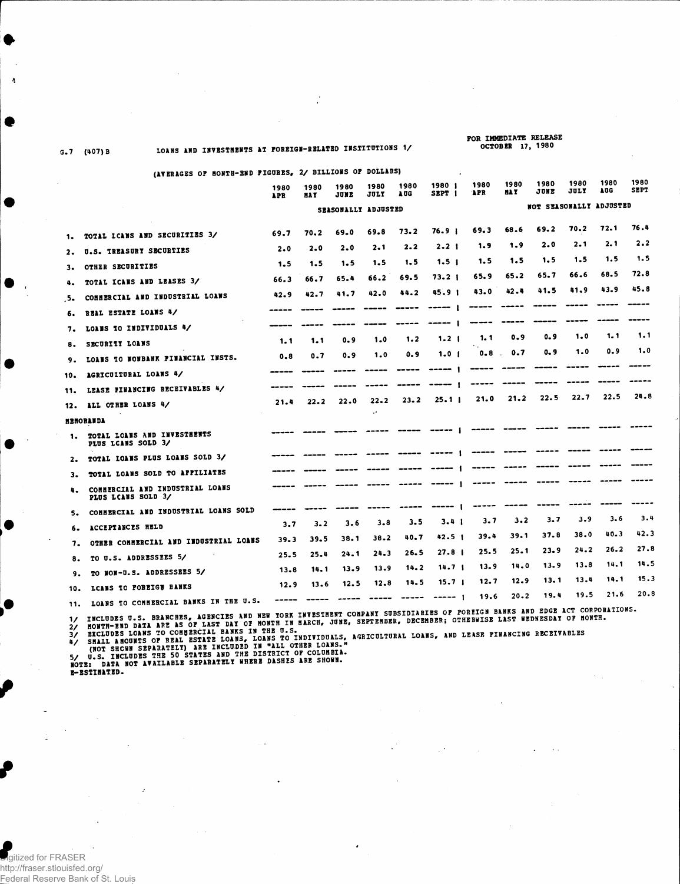G.7 (407) B

FOR IMMEDIATE RELEASE
OCTOBER 17, 1980

# LOANS AND INVESTMENTS AT FOREIGN-RELATED INSTITUTIONS 1/

(AVERAGES OF MONTH-END FIGURES, 2/ BILLIONS OF DOLLARS)

| | 1980 APR | 1980 MAY | 1980 JUNE | 1980 JULY | 1980 AUG | 1980 SEPT | 1980 APR | 1980 MAY | 1980 JUNE | 1980 JULY | 1980 AUG | 1980 SEPT |
|---|---|---|---|---|---|---|---|---|---|---|---|---|
| | SEASONALLY ADJUSTED | | | | | | NOT SEASONALLY ADJUSTED | | | | | |
| 1. TOTAL LOANS AND SECURITIES 3/ | 69.7 | 70.2 | 69.0 | 69.8 | 73.2 | 76.9 | 69.3 | 68.6 | 69.2 | 70.2 | 72.1 | 76.4 |
| 2. U.S. TREASURY SECURTIES | 2.0 | 2.0 | 2.0 | 2.1 | 2.2 | 2.2 | 1.9 | 1.9 | 2.0 | 2.1 | 2.1 | 2.2 |
| 3. OTHER SECURITIES | 1.5 | 1.5 | 1.5 | 1.5 | 1.5 | 1.5 | 1.5 | 1.5 | 1.5 | 1.5 | 1.5 | 1.5 |
| 4. TOTAL LOANS AND LEASES 3/ | 66.3 | 66.7 | 65.4 | 66.2 | 69.5 | 73.2 | 65.9 | 65.2 | 65.7 | 66.6 | 68.5 | 72.8 |
| 5. COMMERCIAL AND INDUSTRIAL LOANS | 42.9 | 42.7 | 41.7 | 42.0 | 44.2 | 45.9 | 43.0 | 42.4 | 41.5 | 41.9 | 43.9 | 45.8 |
| 6. REAL ESTATE LOANS 4/ | ----- | ----- | ----- | ----- | ----- | ----- | ----- | ----- | ----- | ----- | ----- | ----- |
| 7. LOANS TO INDIVIDUALS 4/ | ----- | ----- | ----- | ----- | ----- | ----- | ----- | ----- | ----- | ----- | ----- | ----- |
| 8. SECURITY LOANS | 1.1 | 1.1 | 0.9 | 1.0 | 1.2 | 1.2 | 1.1 | 0.9 | 0.9 | 1.0 | 1.1 | 1.1 |
| 9. LOANS TO NONBANK FINANCIAL INSTS. | 0.8 | 0.7 | 0.9 | 1.0 | 0.9 | 1.0 | 0.8 | 0.7 | 0.9 | 1.0 | 0.9 | 1.0 |
| 10. AGRICULTURAL LOANS 4/ | ----- | ----- | ----- | ----- | ----- | ----- | ----- | ----- | ----- | ----- | ----- | ----- |
| 11. LEASE FINANCING RECEIVABLES 4/ | ----- | ----- | ----- | ----- | ----- | ----- | ----- | ----- | ----- | ----- | ----- | ----- |
| 12. ALL OTHER LOANS 4/ | 21.4 | 22.2 | 22.0 | 22.2 | 23.2 | 25.1 | 21.0 | 21.2 | 22.5 | 22.7 | 22.5 | 24.8 |
| **MEMORANDA** | | | | | | | | | | | | |
| 1. TOTAL LOANS AND INVESTMENTS PLUS LOANS SOLD 3/ | ----- | ----- | ----- | ----- | ----- | ----- | ----- | ----- | ----- | ----- | ----- | ----- |
| 2. TOTAL LOANS PLUS LOANS SOLD 3/ | ----- | ----- | ----- | ----- | ----- | ----- | ----- | ----- | ----- | ----- | ----- | ----- |
| 3. TOTAL LOANS SOLD TO AFFILIATES | ----- | ----- | ----- | ----- | ----- | ----- | ----- | ----- | ----- | ----- | ----- | ----- |
| 4. COMMERCIAL AND INDUSTRIAL LOANS PLUS LOANS SOLD 3/ | ----- | ----- | ----- | ----- | ----- | ----- | ----- | ----- | ----- | ----- | ----- | ----- |
| 5. COMMERCIAL AND INDUSTRIAL LOANS SOLD | ----- | ----- | ----- | ----- | ----- | ----- | ----- | ----- | ----- | ----- | ----- | ----- |
| 6. ACCEPTANCES HELD | 3.7 | 3.2 | 3.6 | 3.8 | 3.5 | 3.4 | 3.7 | 3.2 | 3.7 | 3.9 | 3.6 | 3.4 |
| 7. OTHER COMMERCIAL AND INDUSTRIAL LOANS | 39.3 | 39.5 | 38.1 | 38.2 | 40.7 | 42.5 | 39.4 | 39.1 | 37.8 | 38.0 | 40.3 | 42.3 |
| 8. TO U.S. ADDRESSEES 5/ | 25.5 | 25.4 | 24.1 | 24.3 | 26.5 | 27.8 | 25.5 | 25.1 | 23.9 | 24.2 | 26.2 | 27.8 |
| 9. TO NON-U.S. ADDRESSEES 5/ | 13.8 | 14.1 | 13.9 | 13.9 | 14.2 | 14.7 | 13.9 | 14.0 | 13.9 | 13.8 | 14.1 | 14.5 |
| 10. LOANS TO FOREIGN BANKS | 12.9 | 13.6 | 12.5 | 12.8 | 14.5 | 15.7 | 12.7 | 12.9 | 13.1 | 13.4 | 14.1 | 15.3 |
| 11. LOANS TO COMMERCIAL BANKS IN THE U.S. | ----- | ----- | ----- | ----- | ----- | ----- | 19.6 | 20.2 | 19.4 | 19.5 | 21.6 | 20.8 |

1/ INCLUDES U.S. BRANCHES, AGENCIES AND NEW YORK INVESTMENT COMPANY SUBSIDIARIES OF FOREIGN BANKS AND EDGE ACT CORPORATIONS.
2/ MONTH-END DATA ARE AS OF LAST DAY OF MONTH IN MARCH, JUNE, SEPTEMBER, DECEMBER; OTHERWISE LAST WEDNESDAY OF MONTH.
3/ EXCLUDES LOANS TO COMMERCIAL BANKS IN THE U.S.
4/ SMALL AMOUNTS OF REAL ESTATE LOANS, LOANS TO INDIVIDUALS, AGRICULTURAL LOANS, AND LEASE FINANCING RECEIVABLES (NOT SHOWN SEPARATELY) ARE INCLUDED IN "ALL OTHER LOANS."
5/ U.S. INCLUDES THE 50 STATES AND THE DISTRICT OF COLUMBIA.
NOTE: DATA NOT AVAILABLE SEPARATELY WHERE DASHES ARE SHOWN.
E-ESTIMATED.